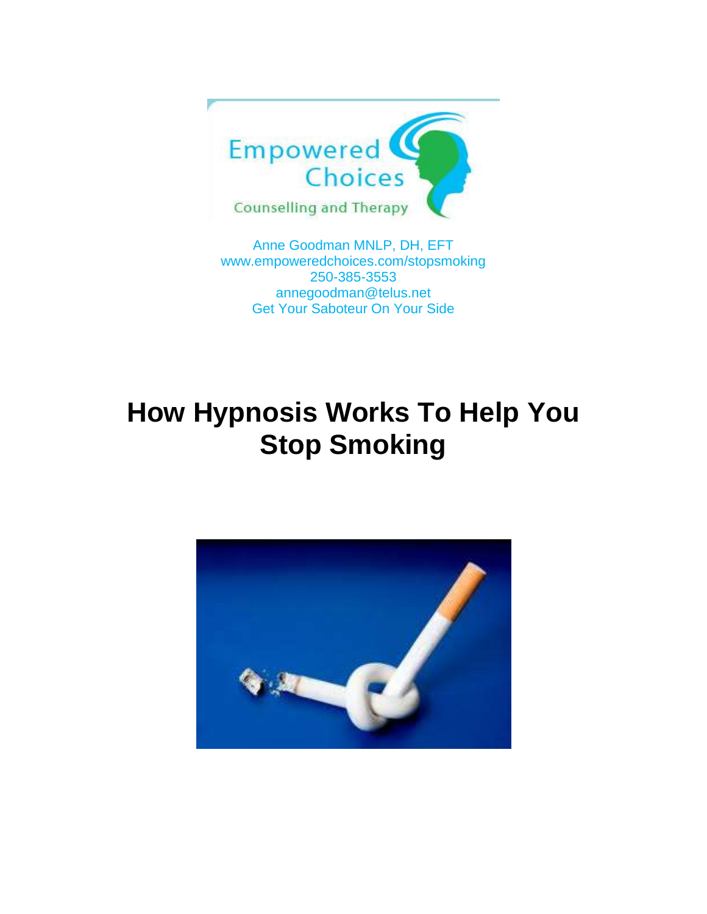Empowered Choices

Counselling and Therapy

Anne Goodman MNLP, DH, EFT
www.empoweredchoices.com/stopsmoking
250-385-3553
annegoodman@telus.net
Get Your Saboteur On Your Side

# How Hypnosis Works To Help You Stop Smoking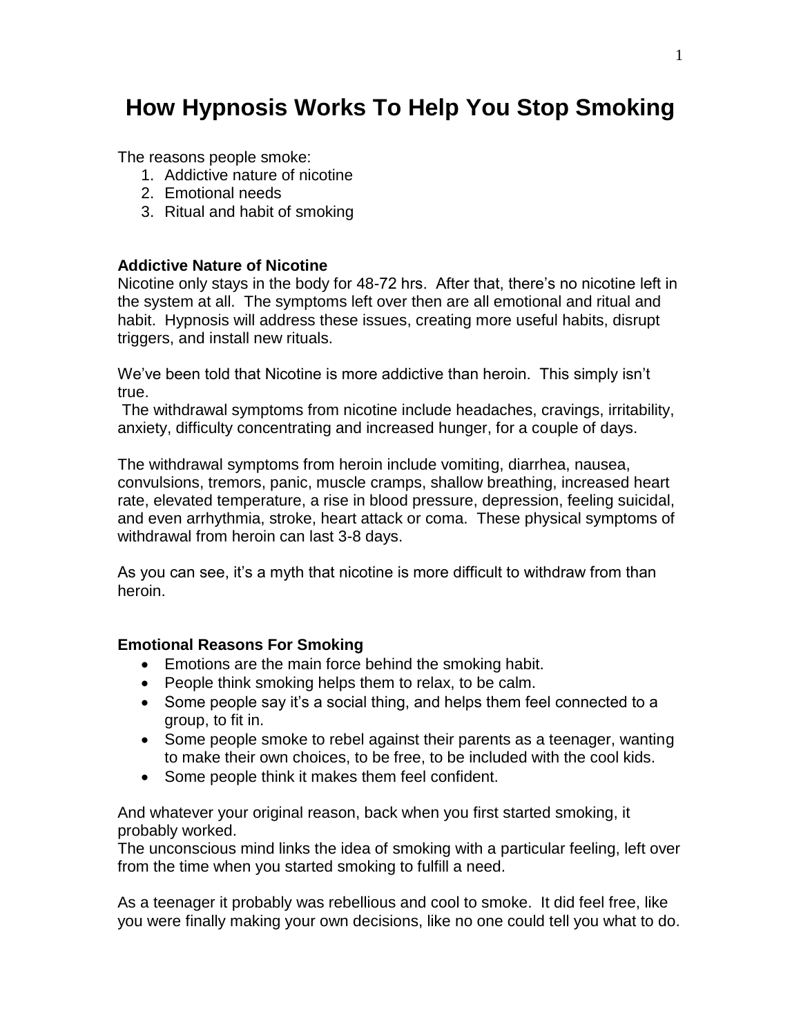# How Hypnosis Works To Help You Stop Smoking

The reasons people smoke:

1. Addictive nature of nicotine
2. Emotional needs
3. Ritual and habit of smoking

**Addictive Nature of Nicotine**

Nicotine only stays in the body for 48-72 hrs. After that, there's no nicotine left in the system at all. The symptoms left over then are all emotional and ritual and habit. Hypnosis will address these issues, creating more useful habits, disrupt triggers, and install new rituals.

We've been told that Nicotine is more addictive than heroin. This simply isn't true.

The withdrawal symptoms from nicotine include headaches, cravings, irritability, anxiety, difficulty concentrating and increased hunger, for a couple of days.

The withdrawal symptoms from heroin include vomiting, diarrhea, nausea, convulsions, tremors, panic, muscle cramps, shallow breathing, increased heart rate, elevated temperature, a rise in blood pressure, depression, feeling suicidal, and even arrhythmia, stroke, heart attack or coma. These physical symptoms of withdrawal from heroin can last 3-8 days.

As you can see, it's a myth that nicotine is more difficult to withdraw from than heroin.

**Emotional Reasons For Smoking**

- Emotions are the main force behind the smoking habit.
- People think smoking helps them to relax, to be calm.
- Some people say it's a social thing, and helps them feel connected to a group, to fit in.
- Some people smoke to rebel against their parents as a teenager, wanting to make their own choices, to be free, to be included with the cool kids.
- Some people think it makes them feel confident.

And whatever your original reason, back when you first started smoking, it probably worked.

The unconscious mind links the idea of smoking with a particular feeling, left over from the time when you started smoking to fulfill a need.

As a teenager it probably was rebellious and cool to smoke. It did feel free, like you were finally making your own decisions, like no one could tell you what to do.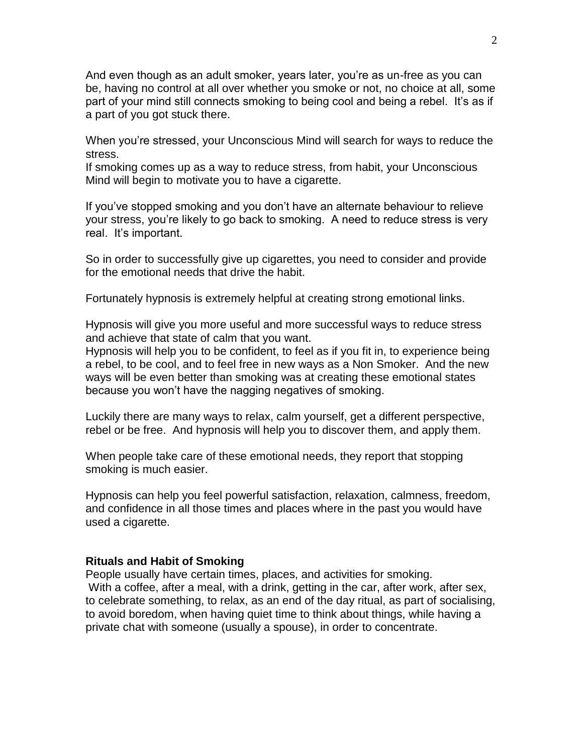And even though as an adult smoker, years later, you're as un-free as you can be, having no control at all over whether you smoke or not, no choice at all, some part of your mind still connects smoking to being cool and being a rebel. It's as if a part of you got stuck there.

When you're stressed, your Unconscious Mind will search for ways to reduce the stress.
If smoking comes up as a way to reduce stress, from habit, your Unconscious Mind will begin to motivate you to have a cigarette.

If you've stopped smoking and you don't have an alternate behaviour to relieve your stress, you're likely to go back to smoking. A need to reduce stress is very real. It's important.

So in order to successfully give up cigarettes, you need to consider and provide for the emotional needs that drive the habit.

Fortunately hypnosis is extremely helpful at creating strong emotional links.

Hypnosis will give you more useful and more successful ways to reduce stress and achieve that state of calm that you want.
Hypnosis will help you to be confident, to feel as if you fit in, to experience being a rebel, to be cool, and to feel free in new ways as a Non Smoker. And the new ways will be even better than smoking was at creating these emotional states because you won't have the nagging negatives of smoking.

Luckily there are many ways to relax, calm yourself, get a different perspective, rebel or be free. And hypnosis will help you to discover them, and apply them.

When people take care of these emotional needs, they report that stopping smoking is much easier.

Hypnosis can help you feel powerful satisfaction, relaxation, calmness, freedom, and confidence in all those times and places where in the past you would have used a cigarette.

**Rituals and Habit of Smoking**
People usually have certain times, places, and activities for smoking.
With a coffee, after a meal, with a drink, getting in the car, after work, after sex, to celebrate something, to relax, as an end of the day ritual, as part of socialising, to avoid boredom, when having quiet time to think about things, while having a private chat with someone (usually a spouse), in order to concentrate.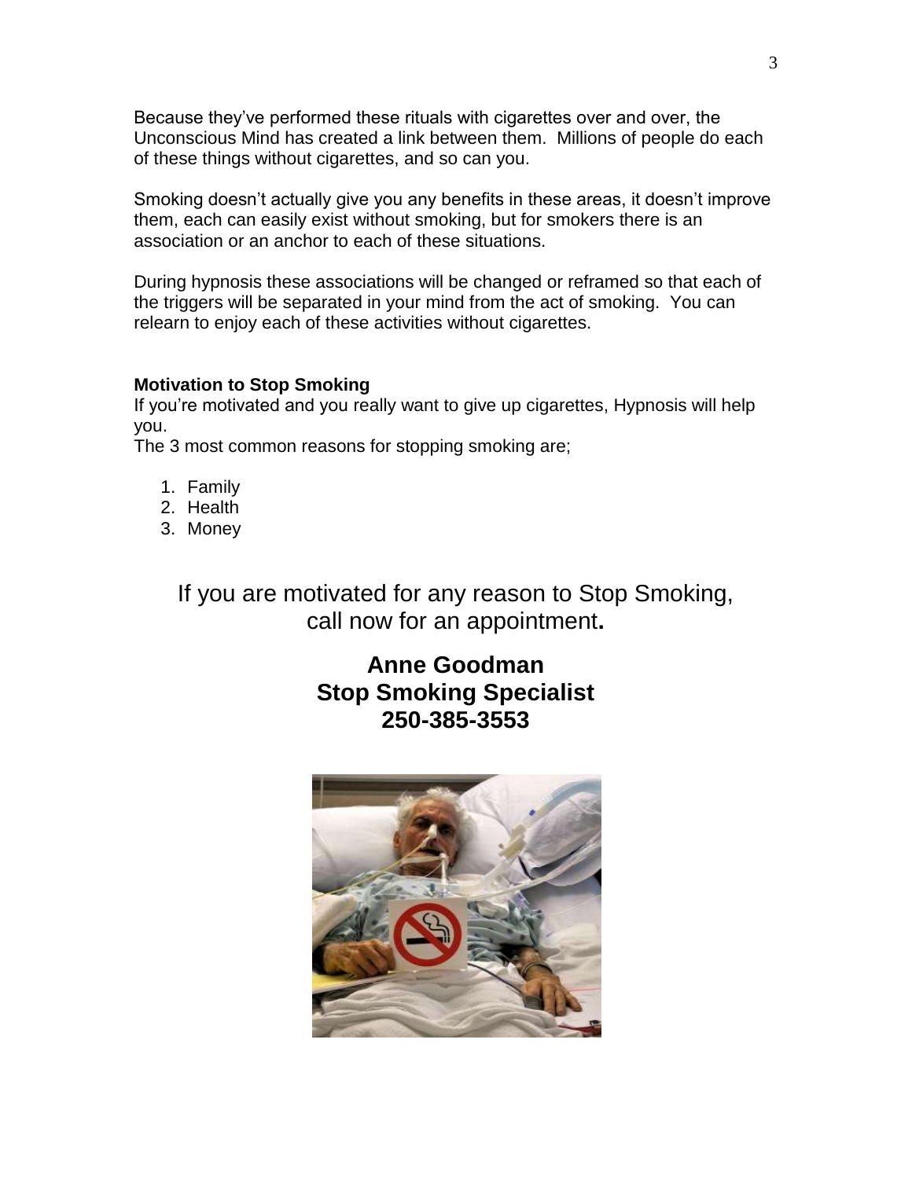Because they've performed these rituals with cigarettes over and over, the Unconscious Mind has created a link between them. Millions of people do each of these things without cigarettes, and so can you.

Smoking doesn't actually give you any benefits in these areas, it doesn't improve them, each can easily exist without smoking, but for smokers there is an association or an anchor to each of these situations.

During hypnosis these associations will be changed or reframed so that each of the triggers will be separated in your mind from the act of smoking. You can relearn to enjoy each of these activities without cigarettes.

**Motivation to Stop Smoking**

If you're motivated and you really want to give up cigarettes, Hypnosis will help you.

The 3 most common reasons for stopping smoking are;

1. Family
2. Health
3. Money

If you are motivated for any reason to Stop Smoking, call now for an appointment**.**

**Anne Goodman**
**Stop Smoking Specialist**
**250-385-3553**